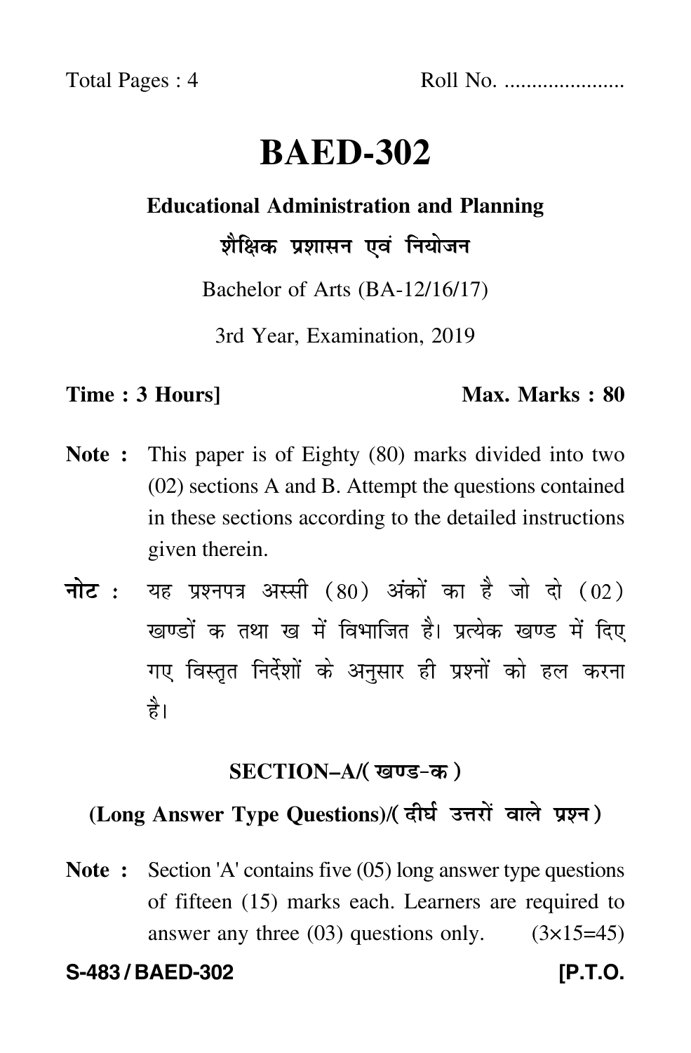Total Pages : 4 Roll No. .....................

# BAED-302

**Educational Administration and Planning**

**शैक्षिक प्रशासन एवं नियोजन**

Bachelor of Arts (BA-12/16/17)

3rd Year, Examination, 2019

**Time : 3 Hours]** **Max. Marks : 80**

**Note :** This paper is of Eighty (80) marks divided into two (02) sections A and B. Attempt the questions contained in these sections according to the detailed instructions given therein.

**नोट :** यह प्रश्नपत्र अस्सी (80) अंकों का है जो दो (02) खण्डों क तथा ख में विभाजित है। प्रत्येक खण्ड में दिए गए विस्तृत निर्देशों के अनुसार ही प्रश्नों को हल करना है।

## SECTION–A/(खण्ड-क)

### (Long Answer Type Questions)/(दीर्घ उत्तरों वाले प्रश्न)

**Note :** Section 'A' contains five (05) long answer type questions of fifteen (15) marks each. Learners are required to answer any three (03) questions only. (3×15=45)

**S-483 / BAED-302** **[P.T.O.**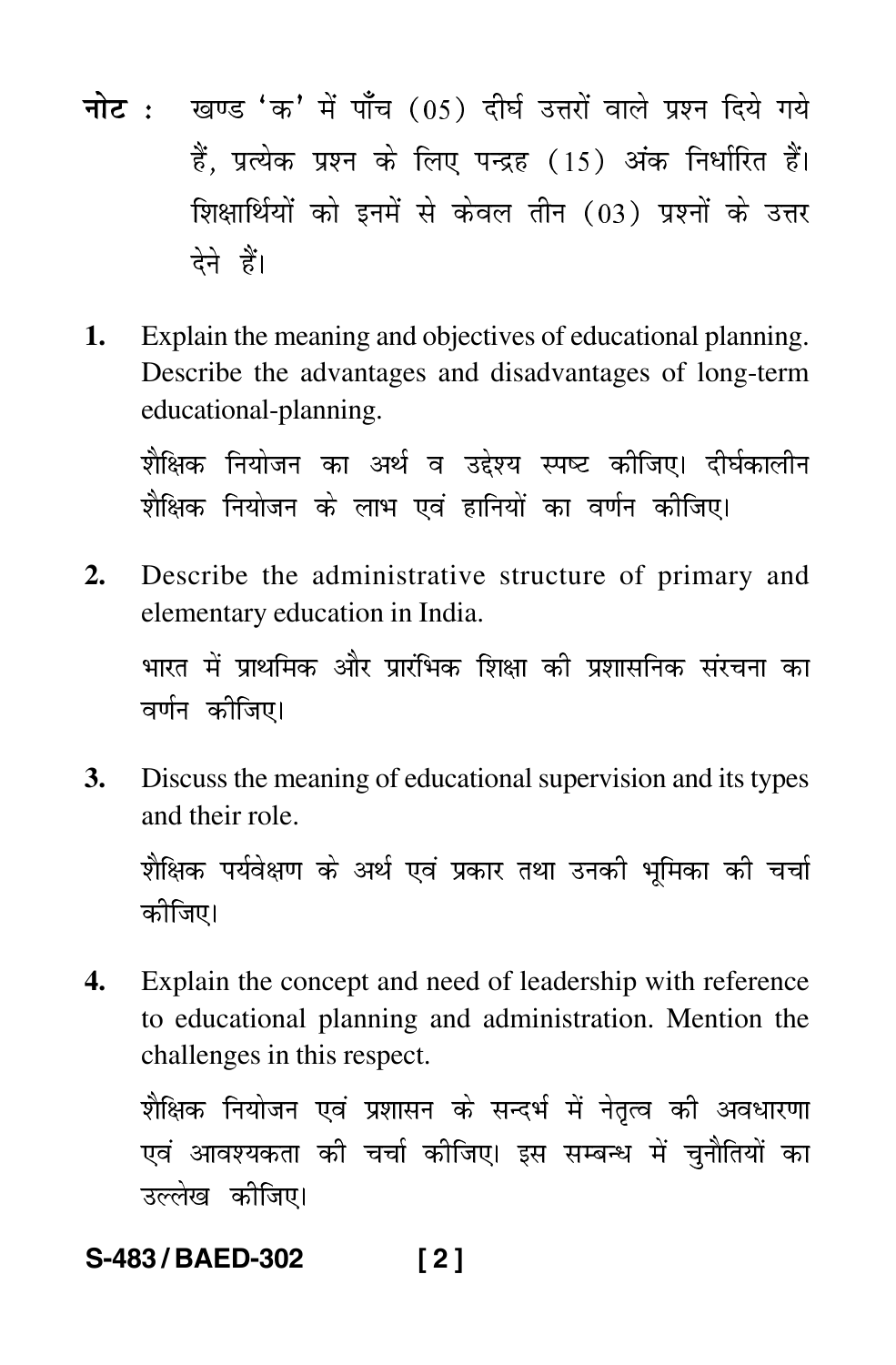**नोट :** खण्ड 'क' में पाँच (05) दीर्घ उत्तरों वाले प्रश्न दिये गये हैं, प्रत्येक प्रश्न के लिए पन्द्रह (15) अंक निर्धारित हैं। शिक्षार्थियों को इनमें से केवल तीन (03) प्रश्नों के उत्तर देने हैं।

**1.** Explain the meaning and objectives of educational planning. Describe the advantages and disadvantages of long-term educational-planning.

शैक्षिक नियोजन का अर्थ व उद्देश्य स्पष्ट कीजिए। दीर्घकालीन शैक्षिक नियोजन के लाभ एवं हानियों का वर्णन कीजिए।

**2.** Describe the administrative structure of primary and elementary education in India.

भारत में प्राथमिक और प्रारंभिक शिक्षा की प्रशासनिक संरचना का वर्णन कीजिए।

**3.** Discuss the meaning of educational supervision and its types and their role.

शैक्षिक पर्यवेक्षण के अर्थ एवं प्रकार तथा उनकी भूमिका की चर्चा कीजिए।

**4.** Explain the concept and need of leadership with reference to educational planning and administration. Mention the challenges in this respect.

शैक्षिक नियोजन एवं प्रशासन के सन्दर्भ में नेतृत्व की अवधारणा एवं आवश्यकता की चर्चा कीजिए। इस सम्बन्ध में चुनौतियों का उल्लेख कीजिए।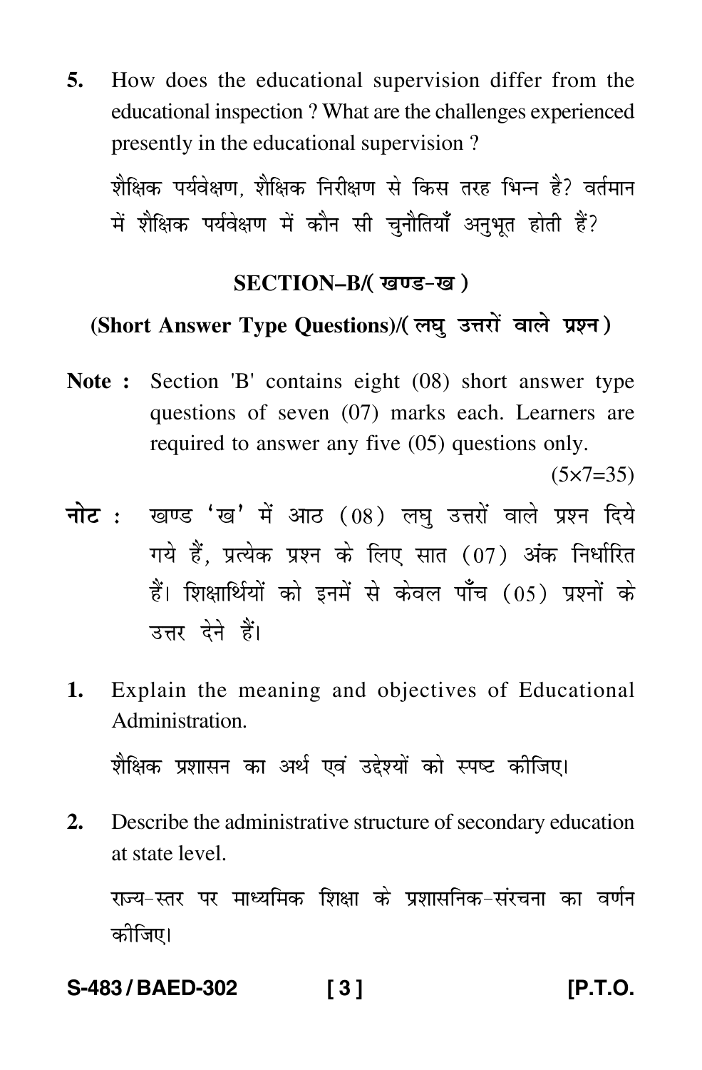5. How does the educational supervision differ from the educational inspection ? What are the challenges experienced presently in the educational supervision ?

   शैक्षिक पर्यवेक्षण, शैक्षिक निरीक्षण से किस तरह भिन्न है? वर्तमान में शैक्षिक पर्यवेक्षण में कौन सी चुनौतियाँ अनुभूत होती हैं?

## SECTION–B/( खण्ड-ख )

### (Short Answer Type Questions)/( लघु उत्तरों वाले प्रश्न )

**Note :** Section 'B' contains eight (08) short answer type questions of seven (07) marks each. Learners are required to answer any five (05) questions only.

$(5 \times 7 = 35)$

**नोट :** खण्ड 'ख' में आठ (08) लघु उत्तरों वाले प्रश्न दिये गये हैं, प्रत्येक प्रश्न के लिए सात (07) अंक निर्धारित हैं। शिक्षार्थियों को इनमें से केवल पाँच (05) प्रश्नों के उत्तर देने हैं।

1. Explain the meaning and objectives of Educational Administration.

   शैक्षिक प्रशासन का अर्थ एवं उद्देश्यों को स्पष्ट कीजिए।

2. Describe the administrative structure of secondary education at state level.

   राज्य-स्तर पर माध्यमिक शिक्षा के प्रशासनिक-संरचना का वर्णन कीजिए।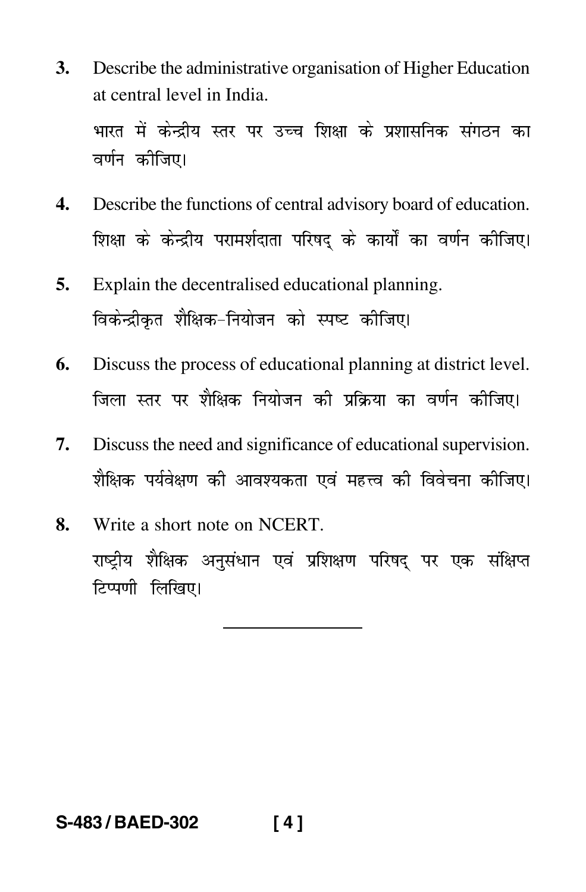3. Describe the administrative organisation of Higher Education at central level in India.

   भारत में केन्द्रीय स्तर पर उच्च शिक्षा के प्रशासनिक संगठन का वर्णन कीजिए।

4. Describe the functions of central advisory board of education.

   शिक्षा के केन्द्रीय परामर्शदाता परिषद् के कार्यों का वर्णन कीजिए।

5. Explain the decentralised educational planning.

   विकेन्द्रीकृत शैक्षिक-नियोजन को स्पष्ट कीजिए।

6. Discuss the process of educational planning at district level.

   जिला स्तर पर शैक्षिक नियोजन की प्रक्रिया का वर्णन कीजिए।

7. Discuss the need and significance of educational supervision.

   शैक्षिक पर्यवेक्षण की आवश्यकता एवं महत्त्व की विवेचना कीजिए।

8. Write a short note on NCERT.

   राष्ट्रीय शैक्षिक अनुसंधान एवं प्रशिक्षण परिषद् पर एक संक्षिप्त टिप्पणी लिखिए।

---